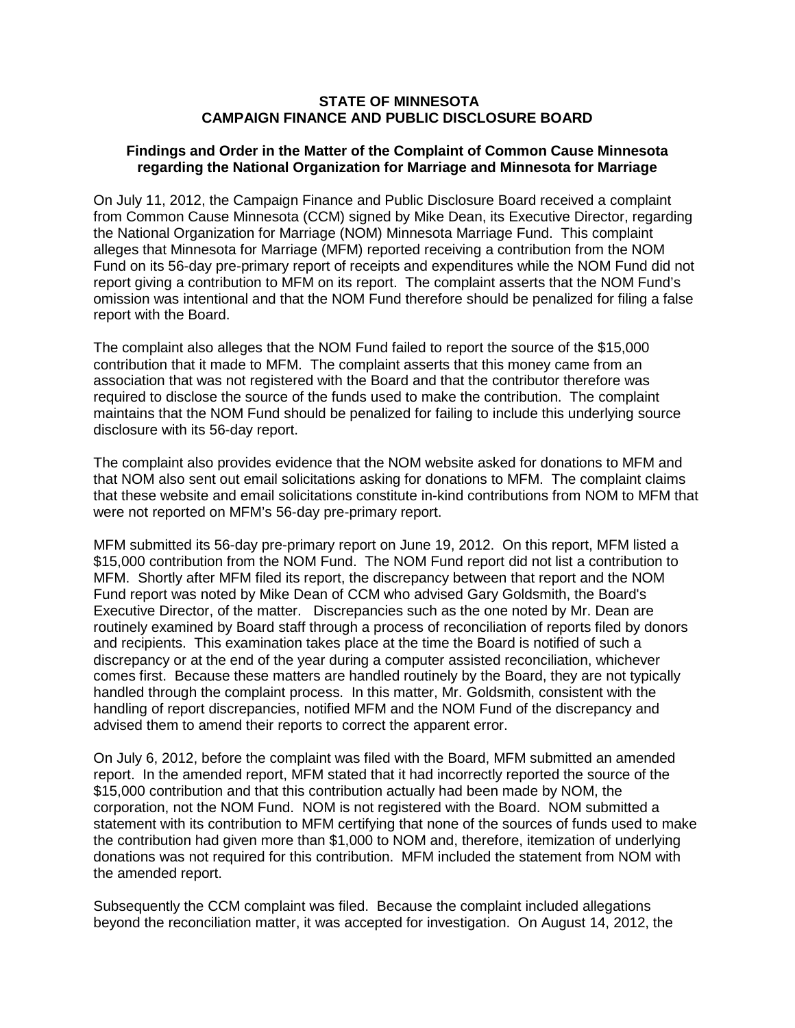**STATE OF MINNESOTA**
**CAMPAIGN FINANCE AND PUBLIC DISCLOSURE BOARD**

**Findings and Order in the Matter of the Complaint of Common Cause Minnesota regarding the National Organization for Marriage and Minnesota for Marriage**

On July 11, 2012, the Campaign Finance and Public Disclosure Board received a complaint from Common Cause Minnesota (CCM) signed by Mike Dean, its Executive Director, regarding the National Organization for Marriage (NOM) Minnesota Marriage Fund. This complaint alleges that Minnesota for Marriage (MFM) reported receiving a contribution from the NOM Fund on its 56-day pre-primary report of receipts and expenditures while the NOM Fund did not report giving a contribution to MFM on its report. The complaint asserts that the NOM Fund's omission was intentional and that the NOM Fund therefore should be penalized for filing a false report with the Board.

The complaint also alleges that the NOM Fund failed to report the source of the $15,000 contribution that it made to MFM. The complaint asserts that this money came from an association that was not registered with the Board and that the contributor therefore was required to disclose the source of the funds used to make the contribution. The complaint maintains that the NOM Fund should be penalized for failing to include this underlying source disclosure with its 56-day report.

The complaint also provides evidence that the NOM website asked for donations to MFM and that NOM also sent out email solicitations asking for donations to MFM. The complaint claims that these website and email solicitations constitute in-kind contributions from NOM to MFM that were not reported on MFM's 56-day pre-primary report.

MFM submitted its 56-day pre-primary report on June 19, 2012. On this report, MFM listed a $15,000 contribution from the NOM Fund. The NOM Fund report did not list a contribution to MFM. Shortly after MFM filed its report, the discrepancy between that report and the NOM Fund report was noted by Mike Dean of CCM who advised Gary Goldsmith, the Board's Executive Director, of the matter. Discrepancies such as the one noted by Mr. Dean are routinely examined by Board staff through a process of reconciliation of reports filed by donors and recipients. This examination takes place at the time the Board is notified of such a discrepancy or at the end of the year during a computer assisted reconciliation, whichever comes first. Because these matters are handled routinely by the Board, they are not typically handled through the complaint process. In this matter, Mr. Goldsmith, consistent with the handling of report discrepancies, notified MFM and the NOM Fund of the discrepancy and advised them to amend their reports to correct the apparent error.

On July 6, 2012, before the complaint was filed with the Board, MFM submitted an amended report. In the amended report, MFM stated that it had incorrectly reported the source of the $15,000 contribution and that this contribution actually had been made by NOM, the corporation, not the NOM Fund. NOM is not registered with the Board. NOM submitted a statement with its contribution to MFM certifying that none of the sources of funds used to make the contribution had given more than $1,000 to NOM and, therefore, itemization of underlying donations was not required for this contribution. MFM included the statement from NOM with the amended report.

Subsequently the CCM complaint was filed. Because the complaint included allegations beyond the reconciliation matter, it was accepted for investigation. On August 14, 2012, the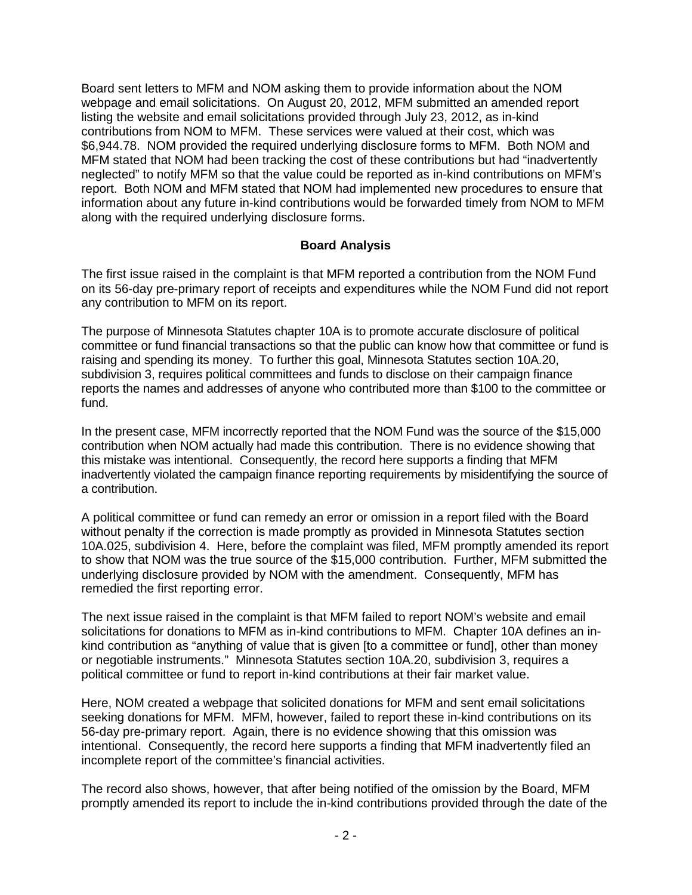Board sent letters to MFM and NOM asking them to provide information about the NOM webpage and email solicitations. On August 20, 2012, MFM submitted an amended report listing the website and email solicitations provided through July 23, 2012, as in-kind contributions from NOM to MFM. These services were valued at their cost, which was $6,944.78. NOM provided the required underlying disclosure forms to MFM. Both NOM and MFM stated that NOM had been tracking the cost of these contributions but had "inadvertently neglected" to notify MFM so that the value could be reported as in-kind contributions on MFM's report. Both NOM and MFM stated that NOM had implemented new procedures to ensure that information about any future in-kind contributions would be forwarded timely from NOM to MFM along with the required underlying disclosure forms.

## Board Analysis

The first issue raised in the complaint is that MFM reported a contribution from the NOM Fund on its 56-day pre-primary report of receipts and expenditures while the NOM Fund did not report any contribution to MFM on its report.

The purpose of Minnesota Statutes chapter 10A is to promote accurate disclosure of political committee or fund financial transactions so that the public can know how that committee or fund is raising and spending its money. To further this goal, Minnesota Statutes section 10A.20, subdivision 3, requires political committees and funds to disclose on their campaign finance reports the names and addresses of anyone who contributed more than $100 to the committee or fund.

In the present case, MFM incorrectly reported that the NOM Fund was the source of the $15,000 contribution when NOM actually had made this contribution. There is no evidence showing that this mistake was intentional. Consequently, the record here supports a finding that MFM inadvertently violated the campaign finance reporting requirements by misidentifying the source of a contribution.

A political committee or fund can remedy an error or omission in a report filed with the Board without penalty if the correction is made promptly as provided in Minnesota Statutes section 10A.025, subdivision 4. Here, before the complaint was filed, MFM promptly amended its report to show that NOM was the true source of the $15,000 contribution. Further, MFM submitted the underlying disclosure provided by NOM with the amendment. Consequently, MFM has remedied the first reporting error.

The next issue raised in the complaint is that MFM failed to report NOM's website and email solicitations for donations to MFM as in-kind contributions to MFM. Chapter 10A defines an in-kind contribution as "anything of value that is given [to a committee or fund], other than money or negotiable instruments." Minnesota Statutes section 10A.20, subdivision 3, requires a political committee or fund to report in-kind contributions at their fair market value.

Here, NOM created a webpage that solicited donations for MFM and sent email solicitations seeking donations for MFM. MFM, however, failed to report these in-kind contributions on its 56-day pre-primary report. Again, there is no evidence showing that this omission was intentional. Consequently, the record here supports a finding that MFM inadvertently filed an incomplete report of the committee's financial activities.

The record also shows, however, that after being notified of the omission by the Board, MFM promptly amended its report to include the in-kind contributions provided through the date of the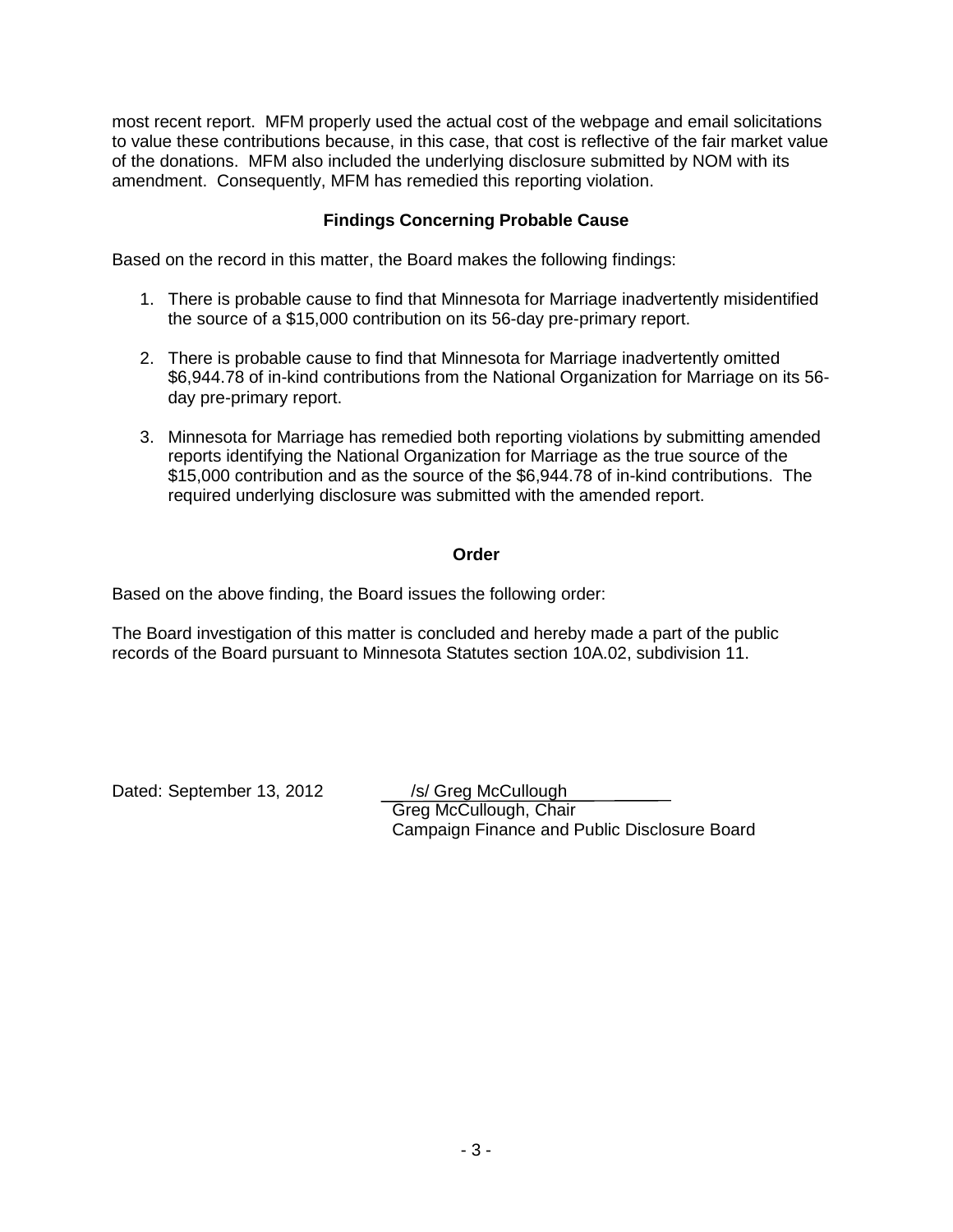most recent report. MFM properly used the actual cost of the webpage and email solicitations to value these contributions because, in this case, that cost is reflective of the fair market value of the donations. MFM also included the underlying disclosure submitted by NOM with its amendment. Consequently, MFM has remedied this reporting violation.

### Findings Concerning Probable Cause

Based on the record in this matter, the Board makes the following findings:

1. There is probable cause to find that Minnesota for Marriage inadvertently misidentified the source of a $15,000 contribution on its 56-day pre-primary report.

2. There is probable cause to find that Minnesota for Marriage inadvertently omitted $6,944.78 of in-kind contributions from the National Organization for Marriage on its 56-day pre-primary report.

3. Minnesota for Marriage has remedied both reporting violations by submitting amended reports identifying the National Organization for Marriage as the true source of the $15,000 contribution and as the source of the $6,944.78 of in-kind contributions. The required underlying disclosure was submitted with the amended report.

### Order

Based on the above finding, the Board issues the following order:

The Board investigation of this matter is concluded and hereby made a part of the public records of the Board pursuant to Minnesota Statutes section 10A.02, subdivision 11.

Dated: September 13, 2012

/s/ Greg McCullough
Greg McCullough, Chair
Campaign Finance and Public Disclosure Board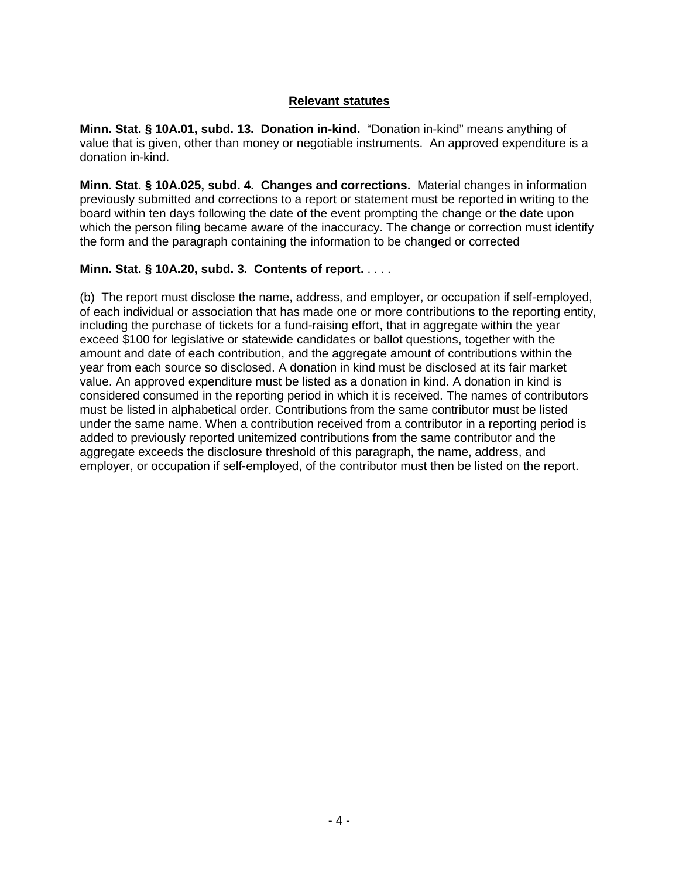## Relevant statutes

**Minn. Stat. § 10A.01, subd. 13. Donation in-kind.** "Donation in-kind" means anything of value that is given, other than money or negotiable instruments. An approved expenditure is a donation in-kind.

**Minn. Stat. § 10A.025, subd. 4. Changes and corrections.** Material changes in information previously submitted and corrections to a report or statement must be reported in writing to the board within ten days following the date of the event prompting the change or the date upon which the person filing became aware of the inaccuracy. The change or correction must identify the form and the paragraph containing the information to be changed or corrected

**Minn. Stat. § 10A.20, subd. 3. Contents of report.** . . . .

(b) The report must disclose the name, address, and employer, or occupation if self-employed, of each individual or association that has made one or more contributions to the reporting entity, including the purchase of tickets for a fund-raising effort, that in aggregate within the year exceed $100 for legislative or statewide candidates or ballot questions, together with the amount and date of each contribution, and the aggregate amount of contributions within the year from each source so disclosed. A donation in kind must be disclosed at its fair market value. An approved expenditure must be listed as a donation in kind. A donation in kind is considered consumed in the reporting period in which it is received. The names of contributors must be listed in alphabetical order. Contributions from the same contributor must be listed under the same name. When a contribution received from a contributor in a reporting period is added to previously reported unitemized contributions from the same contributor and the aggregate exceeds the disclosure threshold of this paragraph, the name, address, and employer, or occupation if self-employed, of the contributor must then be listed on the report.